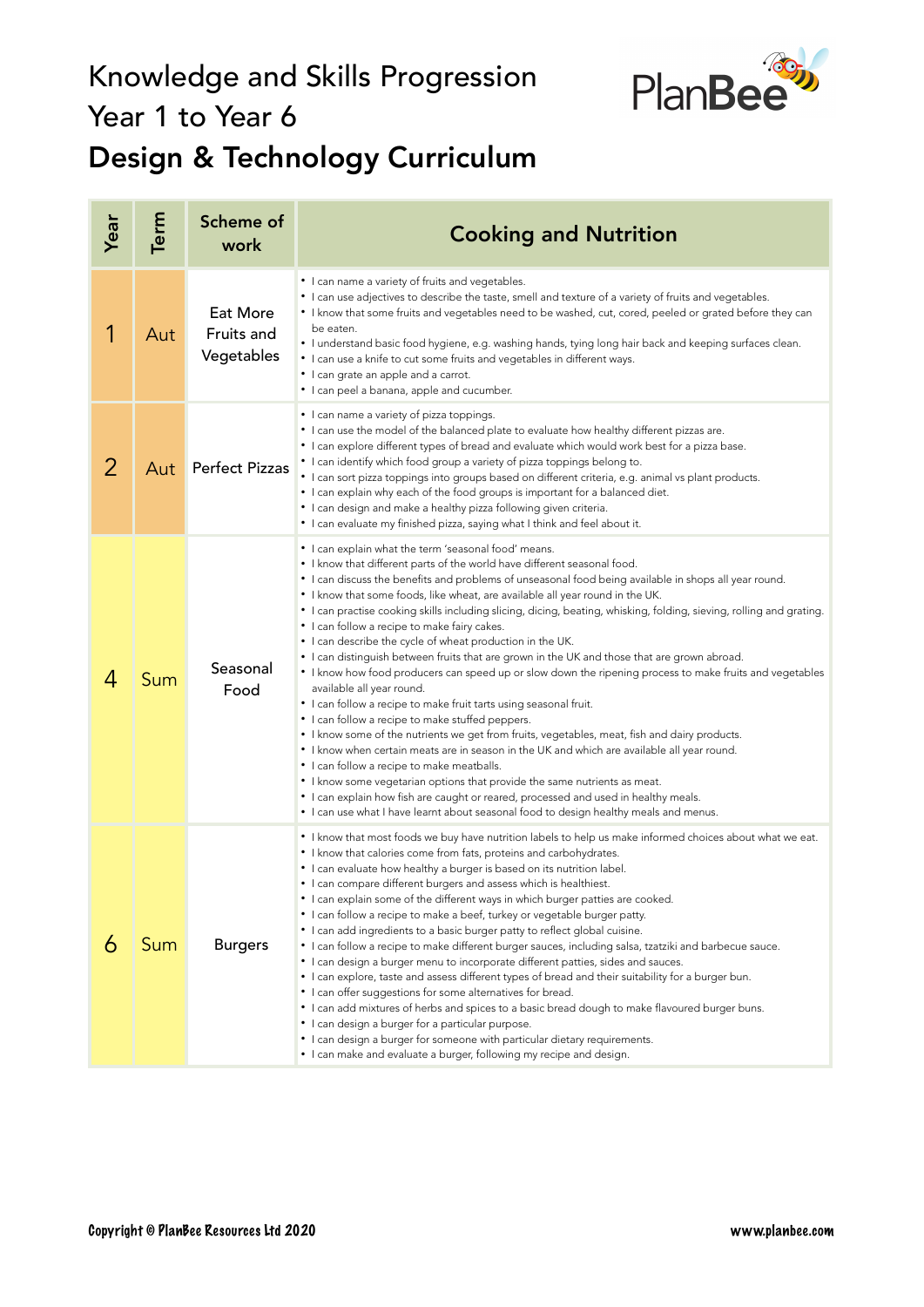# Knowledge and Skills Progression
# Year 1 to Year 6
# Design & Technology Curriculum

| Year | Term | Scheme of work | Cooking and Nutrition |
|---|---|---|---|
| 1 | Aut | Eat More Fruits and Vegetables | • I can name a variety of fruits and vegetables.<br>• I can use adjectives to describe the taste, smell and texture of a variety of fruits and vegetables.<br>• I know that some fruits and vegetables need to be washed, cut, cored, peeled or grated before they can be eaten.<br>• I understand basic food hygiene, e.g. washing hands, tying long hair back and keeping surfaces clean.<br>• I can use a knife to cut some fruits and vegetables in different ways.<br>• I can grate an apple and a carrot.<br>• I can peel a banana, apple and cucumber. |
| 2 | Aut | Perfect Pizzas | • I can name a variety of pizza toppings.<br>• I can use the model of the balanced plate to evaluate how healthy different pizzas are.<br>• I can explore different types of bread and evaluate which would work best for a pizza base.<br>• I can identify which food group a variety of pizza toppings belong to.<br>• I can sort pizza toppings into groups based on different criteria, e.g. animal vs plant products.<br>• I can explain why each of the food groups is important for a balanced diet.<br>• I can design and make a healthy pizza following given criteria.<br>• I can evaluate my finished pizza, saying what I think and feel about it. |
| 4 | Sum | Seasonal Food | • I can explain what the term 'seasonal food' means.<br>• I know that different parts of the world have different seasonal food.<br>• I can discuss the benefits and problems of unseasonal food being available in shops all year round.<br>• I know that some foods, like wheat, are available all year round in the UK.<br>• I can practise cooking skills including slicing, dicing, beating, whisking, folding, sieving, rolling and grating.<br>• I can follow a recipe to make fairy cakes.<br>• I can describe the cycle of wheat production in the UK.<br>• I can distinguish between fruits that are grown in the UK and those that are grown abroad.<br>• I know how food producers can speed up or slow down the ripening process to make fruits and vegetables available all year round.<br>• I can follow a recipe to make fruit tarts using seasonal fruit.<br>• I can follow a recipe to make stuffed peppers.<br>• I know some of the nutrients we get from fruits, vegetables, meat, fish and dairy products.<br>• I know when certain meats are in season in the UK and which are available all year round.<br>• I can follow a recipe to make meatballs.<br>• I know some vegetarian options that provide the same nutrients as meat.<br>• I can explain how fish are caught or reared, processed and used in healthy meals.<br>• I can use what I have learnt about seasonal food to design healthy meals and menus. |
| 6 | Sum | Burgers | • I know that most foods we buy have nutrition labels to help us make informed choices about what we eat.<br>• I know that calories come from fats, proteins and carbohydrates.<br>• I can evaluate how healthy a burger is based on its nutrition label.<br>• I can compare different burgers and assess which is healthiest.<br>• I can explain some of the different ways in which burger patties are cooked.<br>• I can follow a recipe to make a beef, turkey or vegetable burger patty.<br>• I can add ingredients to a basic burger patty to reflect global cuisine.<br>• I can follow a recipe to make different burger sauces, including salsa, tzatziki and barbecue sauce.<br>• I can design a burger menu to incorporate different patties, sides and sauces.<br>• I can explore, taste and assess different types of bread and their suitability for a burger bun.<br>• I can offer suggestions for some alternatives for bread.<br>• I can add mixtures of herbs and spices to a basic bread dough to make flavoured burger buns.<br>• I can design a burger for a particular purpose.<br>• I can design a burger for someone with particular dietary requirements.<br>• I can make and evaluate a burger, following my recipe and design. |

Copyright © PlanBee Resources Ltd 2020 www.planbee.com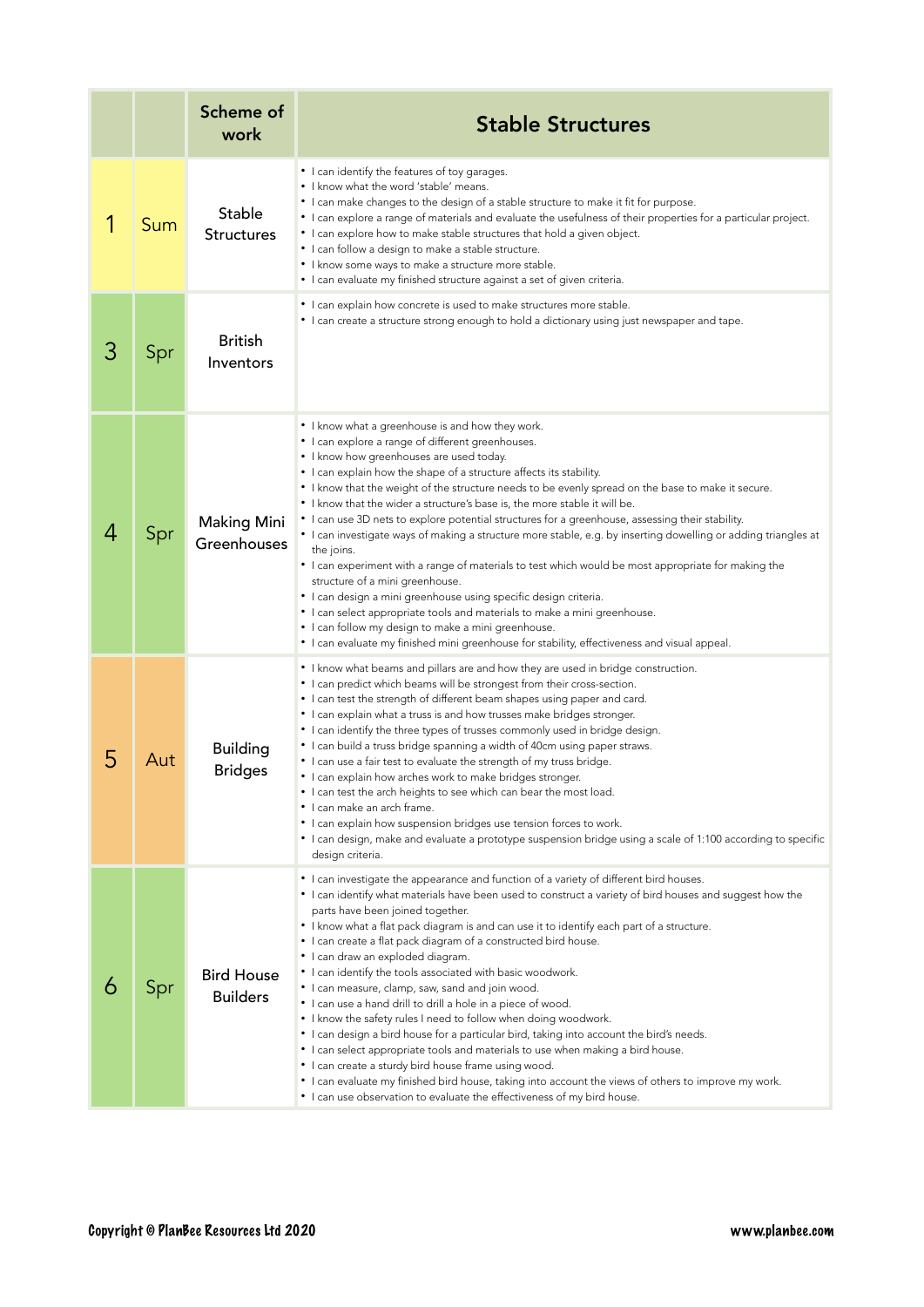| | | Scheme of work | Stable Structures |
|---|---|---|---|
| 1 | Sum | Stable Structures | • I can identify the features of toy garages.<br>• I know what the word 'stable' means.<br>• I can make changes to the design of a stable structure to make it fit for purpose.<br>• I can explore a range of materials and evaluate the usefulness of their properties for a particular project.<br>• I can explore how to make stable structures that hold a given object.<br>• I can follow a design to make a stable structure.<br>• I know some ways to make a structure more stable.<br>• I can evaluate my finished structure against a set of given criteria. |
| 3 | Spr | British Inventors | • I can explain how concrete is used to make structures more stable.<br>• I can create a structure strong enough to hold a dictionary using just newspaper and tape. |
| 4 | Spr | Making Mini Greenhouses | • I know what a greenhouse is and how they work.<br>• I can explore a range of different greenhouses.<br>• I know how greenhouses are used today.<br>• I can explain how the shape of a structure affects its stability.<br>• I know that the weight of the structure needs to be evenly spread on the base to make it secure.<br>• I know that the wider a structure's base is, the more stable it will be.<br>• I can use 3D nets to explore potential structures for a greenhouse, assessing their stability.<br>• I can investigate ways of making a structure more stable, e.g. by inserting dowelling or adding triangles at the joins.<br>• I can experiment with a range of materials to test which would be most appropriate for making the structure of a mini greenhouse.<br>• I can design a mini greenhouse using specific design criteria.<br>• I can select appropriate tools and materials to make a mini greenhouse.<br>• I can follow my design to make a mini greenhouse.<br>• I can evaluate my finished mini greenhouse for stability, effectiveness and visual appeal. |
| 5 | Aut | Building Bridges | • I know what beams and pillars are and how they are used in bridge construction.<br>• I can predict which beams will be strongest from their cross-section.<br>• I can test the strength of different beam shapes using paper and card.<br>• I can explain what a truss is and how trusses make bridges stronger.<br>• I can identify the three types of trusses commonly used in bridge design.<br>• I can build a truss bridge spanning a width of 40cm using paper straws.<br>• I can use a fair test to evaluate the strength of my truss bridge.<br>• I can explain how arches work to make bridges stronger.<br>• I can test the arch heights to see which can bear the most load.<br>• I can make an arch frame.<br>• I can explain how suspension bridges use tension forces to work.<br>• I can design, make and evaluate a prototype suspension bridge using a scale of 1:100 according to specific design criteria. |
| 6 | Spr | Bird House Builders | • I can investigate the appearance and function of a variety of different bird houses.<br>• I can identify what materials have been used to construct a variety of bird houses and suggest how the parts have been joined together.<br>• I know what a flat pack diagram is and can use it to identify each part of a structure.<br>• I can create a flat pack diagram of a constructed bird house.<br>• I can draw an exploded diagram.<br>• I can identify the tools associated with basic woodwork.<br>• I can measure, clamp, saw, sand and join wood.<br>• I can use a hand drill to drill a hole in a piece of wood.<br>• I know the safety rules I need to follow when doing woodwork.<br>• I can design a bird house for a particular bird, taking into account the bird's needs.<br>• I can select appropriate tools and materials to use when making a bird house.<br>• I can create a sturdy bird house frame using wood.<br>• I can evaluate my finished bird house, taking into account the views of others to improve my work.<br>• I can use observation to evaluate the effectiveness of my bird house. |

Copyright © PlanBee Resources Ltd 2020 www.planbee.com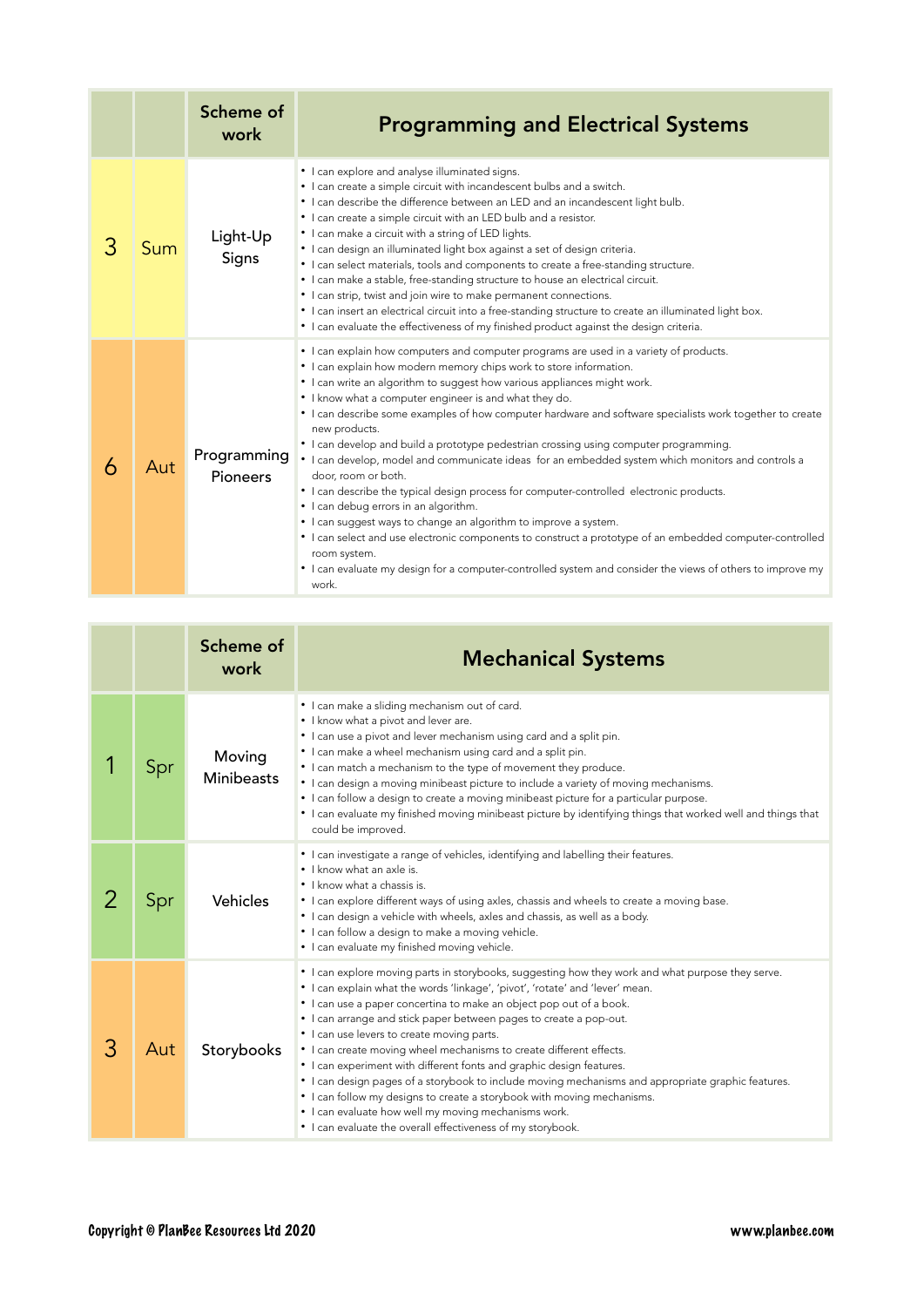| | | Scheme of work | Programming and Electrical Systems |
|---|---|---|---|
| 3 | Sum | Light-Up Signs | • I can explore and analyse illuminated signs.<br>• I can create a simple circuit with incandescent bulbs and a switch.<br>• I can describe the difference between an LED and an incandescent light bulb.<br>• I can create a simple circuit with an LED bulb and a resistor.<br>• I can make a circuit with a string of LED lights.<br>• I can design an illuminated light box against a set of design criteria.<br>• I can select materials, tools and components to create a free-standing structure.<br>• I can make a stable, free-standing structure to house an electrical circuit.<br>• I can strip, twist and join wire to make permanent connections.<br>• I can insert an electrical circuit into a free-standing structure to create an illuminated light box.<br>• I can evaluate the effectiveness of my finished product against the design criteria. |
| 6 | Aut | Programming Pioneers | • I can explain how computers and computer programs are used in a variety of products.<br>• I can explain how modern memory chips work to store information.<br>• I can write an algorithm to suggest how various appliances might work.<br>• I know what a computer engineer is and what they do.<br>• I can describe some examples of how computer hardware and software specialists work together to create new products.<br>• I can develop and build a prototype pedestrian crossing using computer programming.<br>• I can develop, model and communicate ideas for an embedded system which monitors and controls a door, room or both.<br>• I can describe the typical design process for computer-controlled electronic products.<br>• I can debug errors in an algorithm.<br>• I can suggest ways to change an algorithm to improve a system.<br>• I can select and use electronic components to construct a prototype of an embedded computer-controlled room system.<br>• I can evaluate my design for a computer-controlled system and consider the views of others to improve my work. |

| | | Scheme of work | Mechanical Systems |
|---|---|---|---|
| 1 | Spr | Moving Minibeasts | • I can make a sliding mechanism out of card.<br>• I know what a pivot and lever are.<br>• I can use a pivot and lever mechanism using card and a split pin.<br>• I can make a wheel mechanism using card and a split pin.<br>• I can match a mechanism to the type of movement they produce.<br>• I can design a moving minibeast picture to include a variety of moving mechanisms.<br>• I can follow a design to create a moving minibeast picture for a particular purpose.<br>• I can evaluate my finished moving minibeast picture by identifying things that worked well and things that could be improved. |
| 2 | Spr | Vehicles | • I can investigate a range of vehicles, identifying and labelling their features.<br>• I know what an axle is.<br>• I know what a chassis is.<br>• I can explore different ways of using axles, chassis and wheels to create a moving base.<br>• I can design a vehicle with wheels, axles and chassis, as well as a body.<br>• I can follow a design to make a moving vehicle.<br>• I can evaluate my finished moving vehicle. |
| 3 | Aut | Storybooks | • I can explore moving parts in storybooks, suggesting how they work and what purpose they serve.<br>• I can explain what the words 'linkage', 'pivot', 'rotate' and 'lever' mean.<br>• I can use a paper concertina to make an object pop out of a book.<br>• I can arrange and stick paper between pages to create a pop-out.<br>• I can use levers to create moving parts.<br>• I can create moving wheel mechanisms to create different effects.<br>• I can experiment with different fonts and graphic design features.<br>• I can design pages of a storybook to include moving mechanisms and appropriate graphic features.<br>• I can follow my designs to create a storybook with moving mechanisms.<br>• I can evaluate how well my moving mechanisms work.<br>• I can evaluate the overall effectiveness of my storybook. |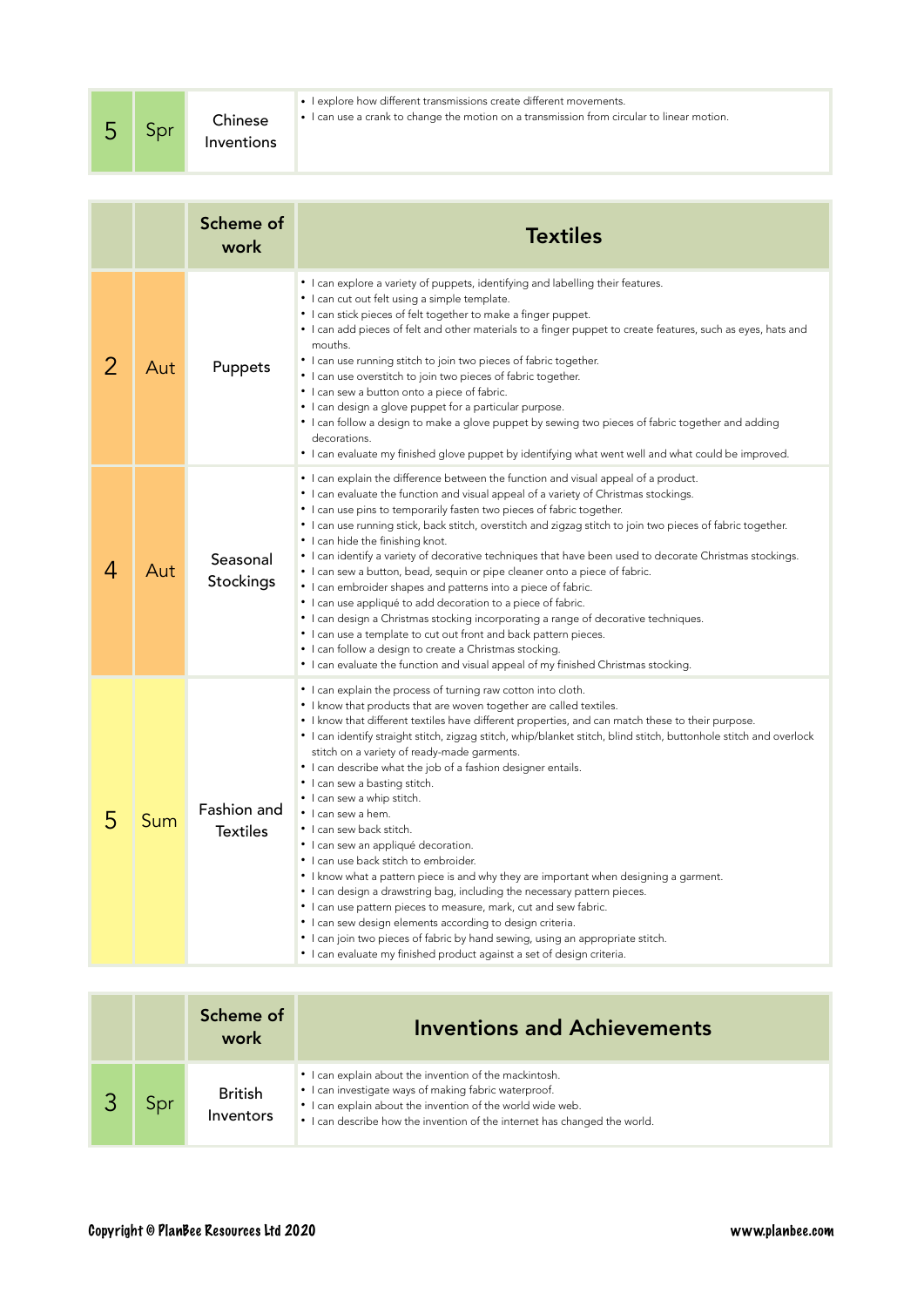| | | | |
|---|---|---|---|
| 5 | Spr | Chinese Inventions | • I explore how different transmissions create different movements.<br>• I can use a crank to change the motion on a transmission from circular to linear motion. |

| | | Scheme of work | Textiles |
|---|---|---|---|
| 2 | Aut | Puppets | • I can explore a variety of puppets, identifying and labelling their features.<br>• I can cut out felt using a simple template.<br>• I can stick pieces of felt together to make a finger puppet.<br>• I can add pieces of felt and other materials to a finger puppet to create features, such as eyes, hats and mouths.<br>• I can use running stitch to join two pieces of fabric together.<br>• I can use overstitch to join two pieces of fabric together.<br>• I can sew a button onto a piece of fabric.<br>• I can design a glove puppet for a particular purpose.<br>• I can follow a design to make a glove puppet by sewing two pieces of fabric together and adding decorations.<br>• I can evaluate my finished glove puppet by identifying what went well and what could be improved. |
| 4 | Aut | Seasonal Stockings | • I can explain the difference between the function and visual appeal of a product.<br>• I can evaluate the function and visual appeal of a variety of Christmas stockings.<br>• I can use pins to temporarily fasten two pieces of fabric together.<br>• I can use running stick, back stitch, overstitch and zigzag stitch to join two pieces of fabric together.<br>• I can hide the finishing knot.<br>• I can identify a variety of decorative techniques that have been used to decorate Christmas stockings.<br>• I can sew a button, bead, sequin or pipe cleaner onto a piece of fabric.<br>• I can embroider shapes and patterns into a piece of fabric.<br>• I can use appliqué to add decoration to a piece of fabric.<br>• I can design a Christmas stocking incorporating a range of decorative techniques.<br>• I can use a template to cut out front and back pattern pieces.<br>• I can follow a design to create a Christmas stocking.<br>• I can evaluate the function and visual appeal of my finished Christmas stocking. |
| 5 | Sum | Fashion and Textiles | • I can explain the process of turning raw cotton into cloth.<br>• I know that products that are woven together are called textiles.<br>• I know that different textiles have different properties, and can match these to their purpose.<br>• I can identify straight stitch, zigzag stitch, whip/blanket stitch, blind stitch, buttonhole stitch and overlock stitch on a variety of ready-made garments.<br>• I can describe what the job of a fashion designer entails.<br>• I can sew a basting stitch.<br>• I can sew a whip stitch.<br>• I can sew a hem.<br>• I can sew back stitch.<br>• I can sew an appliqué decoration.<br>• I can use back stitch to embroider.<br>• I know what a pattern piece is and why they are important when designing a garment.<br>• I can design a drawstring bag, including the necessary pattern pieces.<br>• I can use pattern pieces to measure, mark, cut and sew fabric.<br>• I can sew design elements according to design criteria.<br>• I can join two pieces of fabric by hand sewing, using an appropriate stitch.<br>• I can evaluate my finished product against a set of design criteria. |

| | | Scheme of work | Inventions and Achievements |
|---|---|---|---|
| 3 | Spr | British Inventors | • I can explain about the invention of the mackintosh.<br>• I can investigate ways of making fabric waterproof.<br>• I can explain about the invention of the world wide web.<br>• I can describe how the invention of the internet has changed the world. |

Copyright © PlanBee Resources Ltd 2020 www.planbee.com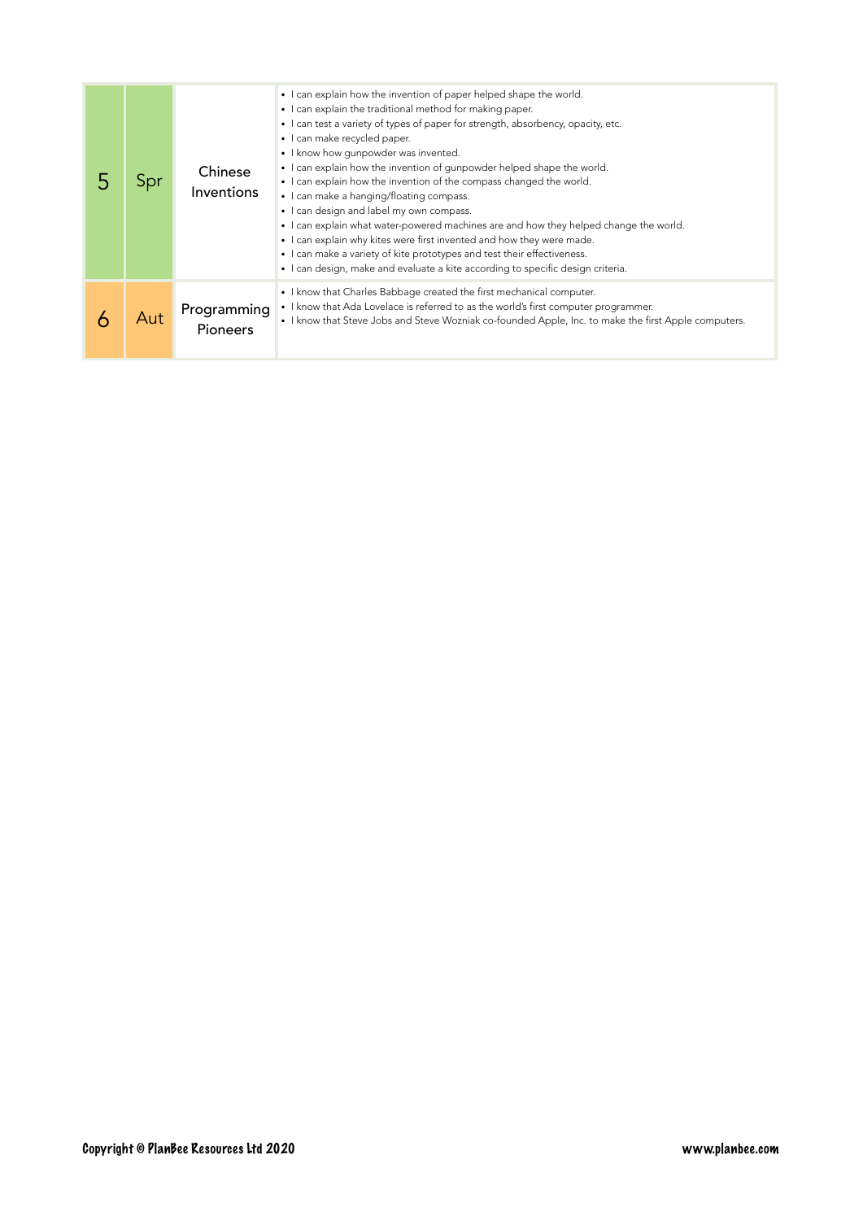| | | | |
|---|---|---|---|
| 5 | Spr | Chinese Inventions | • I can explain how the invention of paper helped shape the world.<br>• I can explain the traditional method for making paper.<br>• I can test a variety of types of paper for strength, absorbency, opacity, etc.<br>• I can make recycled paper.<br>• I know how gunpowder was invented.<br>• I can explain how the invention of gunpowder helped shape the world.<br>• I can explain how the invention of the compass changed the world.<br>• I can make a hanging/floating compass.<br>• I can design and label my own compass.<br>• I can explain what water-powered machines are and how they helped change the world.<br>• I can explain why kites were first invented and how they were made.<br>• I can make a variety of kite prototypes and test their effectiveness.<br>• I can design, make and evaluate a kite according to specific design criteria. |
| 6 | Aut | Programming Pioneers | • I know that Charles Babbage created the first mechanical computer.<br>• I know that Ada Lovelace is referred to as the world's first computer programmer.<br>• I know that Steve Jobs and Steve Wozniak co-founded Apple, Inc. to make the first Apple computers. |